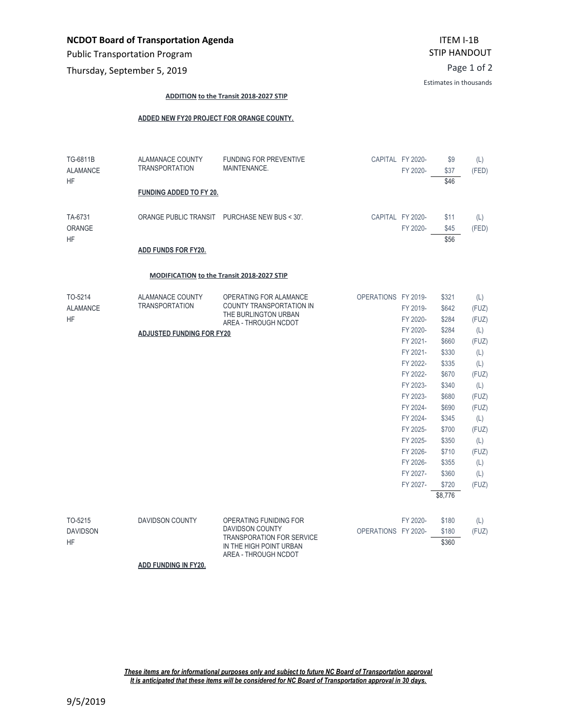**NCDOT Board of Transportation Agenda**

Public Transportation Program

Thursday, September 5, 2019

ITEM I-1B
STIP HANDOUT

Estimates in thousands

**ADDITION to the Transit 2018-2027 STIP**

**ADDED NEW FY20 PROJECT FOR ORANGE COUNTY.**

| Project | Recipient | Description | Category | Fiscal Year | Amount | Source |
|---|---|---|---|---|---|---|
| TG-6811B<br>ALAMANCE<br>HF | ALAMANACE COUNTY TRANSPORTATION | FUNDING FOR PREVENTIVE MAINTENANCE. | CAPITAL | FY 2020- | $9 | (L) |
| | | | | FY 2020- | $37 | (FED) |
| | | | | | $46 | |
| | **FUNDING ADDED TO FY 20.** | | | | | |
| TA-6731<br>ORANGE<br>HF | ORANGE PUBLIC TRANSIT | PURCHASE NEW BUS < 30'. | CAPITAL | FY 2020- | $11 | (L) |
| | | | | FY 2020- | $45 | (FED) |
| | | | | | $56 | |
| | **ADD FUNDS FOR FY20.** | | | | | |

**MODIFICATION to the Transit 2018-2027 STIP**

| Project | Recipient | Description | Category | Fiscal Year | Amount | Source |
|---|---|---|---|---|---|---|
| TO-5214<br>ALAMANCE<br>HF | ALAMANACE COUNTY TRANSPORTATION | OPERATING FOR ALAMANCE COUNTY TRANSPORTATION IN THE BURLINGTON URBAN AREA - THROUGH NCDOT | OPERATIONS | FY 2019- | $321 | (L) |
| | | | | FY 2019- | $642 | (FUZ) |
| | | | | FY 2020- | $284 | (FUZ) |
| | **ADJUSTED FUNDING FOR FY20** | | | FY 2020- | $284 | (L) |
| | | | | FY 2021- | $660 | (FUZ) |
| | | | | FY 2021- | $330 | (L) |
| | | | | FY 2022- | $335 | (L) |
| | | | | FY 2022- | $670 | (FUZ) |
| | | | | FY 2023- | $340 | (L) |
| | | | | FY 2023- | $680 | (FUZ) |
| | | | | FY 2024- | $690 | (FUZ) |
| | | | | FY 2024- | $345 | (L) |
| | | | | FY 2025- | $700 | (FUZ) |
| | | | | FY 2025- | $350 | (L) |
| | | | | FY 2026- | $710 | (FUZ) |
| | | | | FY 2026- | $355 | (L) |
| | | | | FY 2027- | $360 | (L) |
| | | | | FY 2027- | $720 | (FUZ) |
| | | | | | $8,776 | |
| TO-5215<br>DAVIDSON<br>HF | DAVIDSON COUNTY | OPERATING FUNIDING FOR DAVIDSON COUNTY TRANSPORATION FOR SERVICE IN THE HIGH POINT URBAN AREA - THROUGH NCDOT | | FY 2020- | $180 | (L) |
| | | | OPERATIONS | FY 2020- | $180 | (FUZ) |
| | | | | | $360 | |
| | **ADD FUNDING IN FY20.** | | | | | |

***These items are for informational purposes only and subject to future NC Board of Transportation approval***
***It is anticipated that these items will be considered for NC Board of Transportation approval in 30 days.***

9/5/2019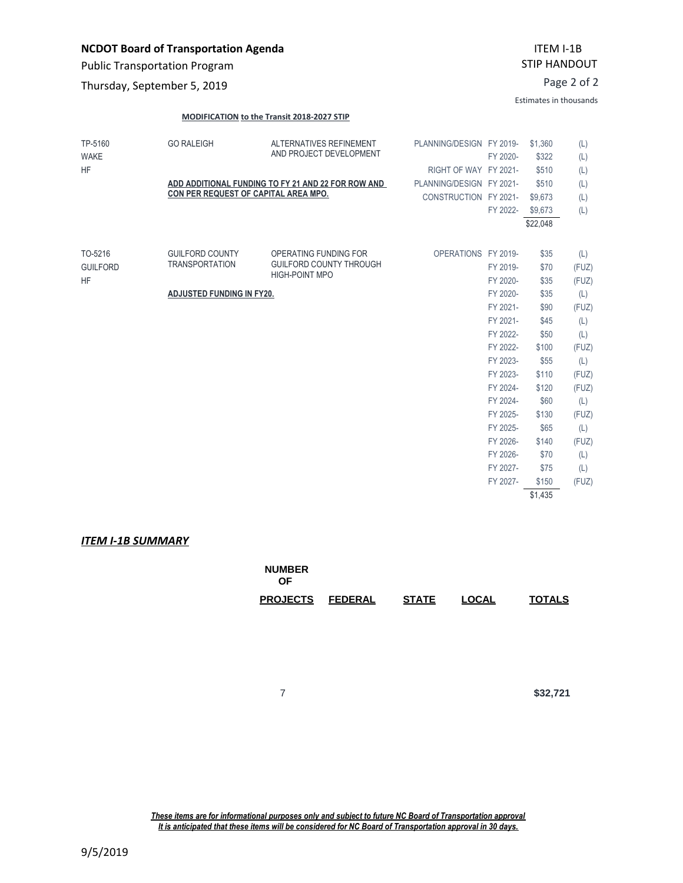# NCDOT Board of Transportation Agenda

Public Transportation Program

Thursday, September 5, 2019

ITEM I-1B
STIP HANDOUT

Estimates in thousands

**MODIFICATION to the Transit 2018-2027 STIP**

| | | | | | | |
|---|---|---|---|---|---|---|
| TP-5160<br>WAKE<br>HF | GO RALEIGH<br><br>**ADD ADDITIONAL FUNDING TO FY 21 AND 22 FOR ROW AND CON PER REQUEST OF CAPITAL AREA MPO.** | ALTERNATIVES REFINEMENT AND PROJECT DEVELOPMENT | PLANNING/DESIGN | FY 2019- | $1,360 | (L) |
| | | | | FY 2020- | $322 | (L) |
| | | | RIGHT OF WAY | FY 2021- | $510 | (L) |
| | | | PLANNING/DESIGN | FY 2021- | $510 | (L) |
| | | | CONSTRUCTION | FY 2021- | $9,673 | (L) |
| | | | | FY 2022- | $9,673 | (L) |
| | | | | | $22,048 | |
| TO-5216<br>GUILFORD<br>HF | GUILFORD COUNTY TRANSPORTATION<br><br>**ADJUSTED FUNDING IN FY20.** | OPERATING FUNDING FOR GUILFORD COUNTY THROUGH HIGH-POINT MPO | OPERATIONS | FY 2019- | $35 | (L) |
| | | | | FY 2019- | $70 | (FUZ) |
| | | | | FY 2020- | $35 | (FUZ) |
| | | | | FY 2020- | $35 | (L) |
| | | | | FY 2021- | $90 | (FUZ) |
| | | | | FY 2021- | $45 | (L) |
| | | | | FY 2022- | $50 | (L) |
| | | | | FY 2022- | $100 | (FUZ) |
| | | | | FY 2023- | $55 | (L) |
| | | | | FY 2023- | $110 | (FUZ) |
| | | | | FY 2024- | $120 | (FUZ) |
| | | | | FY 2024- | $60 | (L) |
| | | | | FY 2025- | $130 | (FUZ) |
| | | | | FY 2025- | $65 | (L) |
| | | | | FY 2026- | $140 | (FUZ) |
| | | | | FY 2026- | $70 | (L) |
| | | | | FY 2027- | $75 | (L) |
| | | | | FY 2027- | $150 | (FUZ) |
| | | | | | $1,435 | |

***ITEM I-1B SUMMARY***

| NUMBER OF PROJECTS | FEDERAL | STATE | LOCAL | TOTALS |
|---|---|---|---|---|
| 7 | | | | $32,721 |

***These items are for informational purposes only and subject to future NC Board of Transportation approval***
***It is anticipated that these items will be considered for NC Board of Transportation approval in 30 days.***

9/5/2019